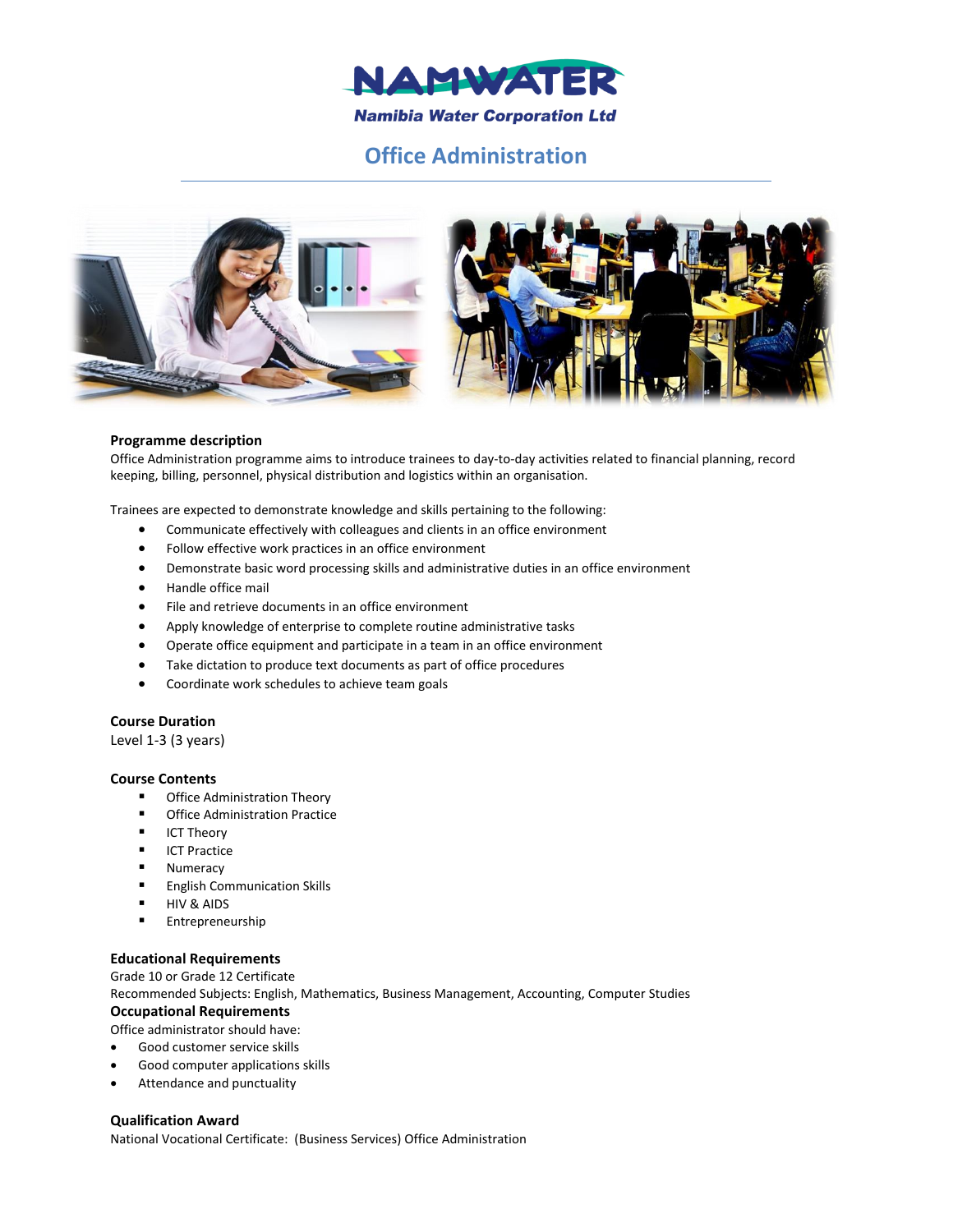NAMWATER

Namibia Water Corporation Ltd

# Office Administration

### Programme description

Office Administration programme aims to introduce trainees to day-to-day activities related to financial planning, record keeping, billing, personnel, physical distribution and logistics within an organisation.

Trainees are expected to demonstrate knowledge and skills pertaining to the following:

- Communicate effectively with colleagues and clients in an office environment
- Follow effective work practices in an office environment
- Demonstrate basic word processing skills and administrative duties in an office environment
- Handle office mail
- File and retrieve documents in an office environment
- Apply knowledge of enterprise to complete routine administrative tasks
- Operate office equipment and participate in a team in an office environment
- Take dictation to produce text documents as part of office procedures
- Coordinate work schedules to achieve team goals

### Course Duration

Level 1-3 (3 years)

### Course Contents

- Office Administration Theory
- Office Administration Practice
- ICT Theory
- ICT Practice
- Numeracy
- English Communication Skills
- HIV & AIDS
- Entrepreneurship

### Educational Requirements

Grade 10 or Grade 12 Certificate

Recommended Subjects: English, Mathematics, Business Management, Accounting, Computer Studies

### Occupational Requirements

Office administrator should have:

- Good customer service skills
- Good computer applications skills
- Attendance and punctuality

### Qualification Award

National Vocational Certificate: (Business Services) Office Administration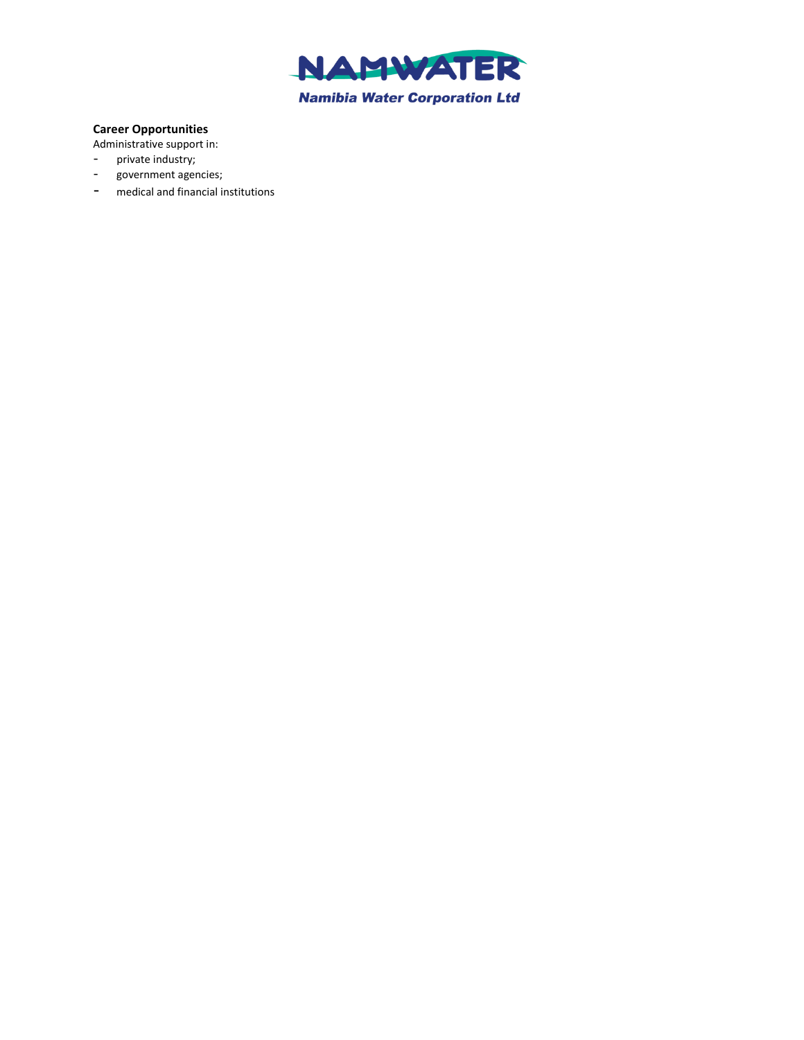**Career Opportunities**

Administrative support in:

- private industry;
- government agencies;
- medical and financial institutions